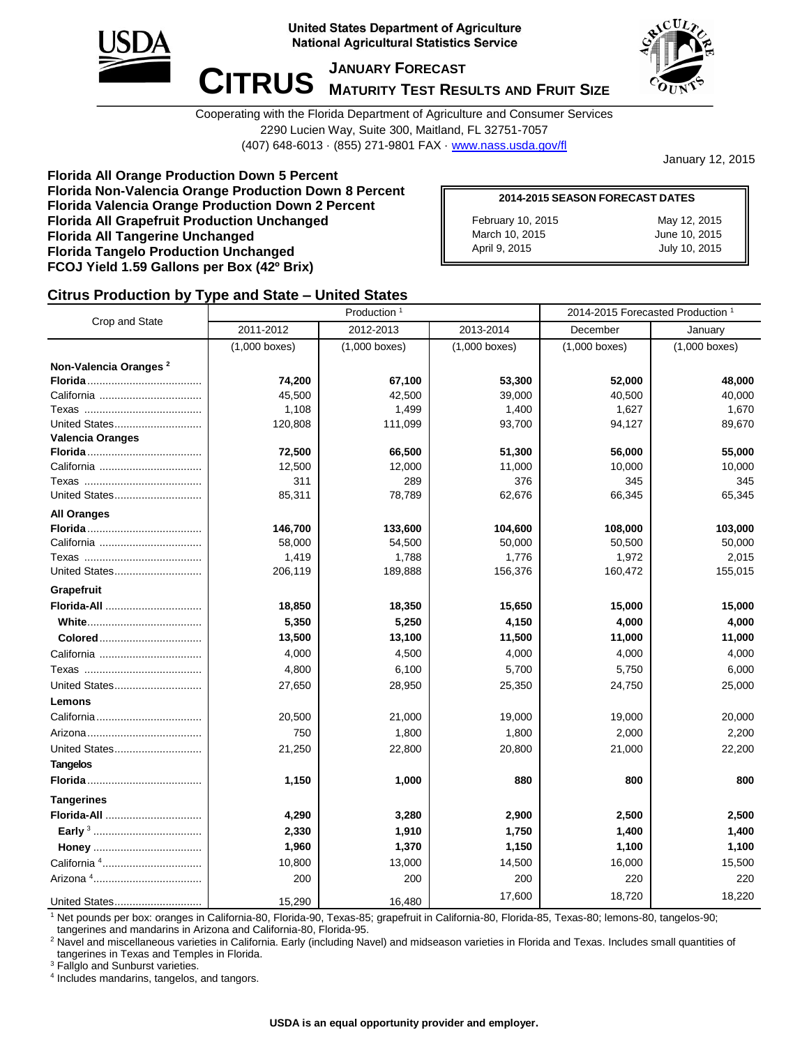United States Department of Agriculture
National Agricultural Statistics Service

# CITRUS JANUARY FORECAST
## MATURITY TEST RESULTS AND FRUIT SIZE

Cooperating with the Florida Department of Agriculture and Consumer Services
2290 Lucien Way, Suite 300, Maitland, FL 32751-7057
(407) 648-6013 · (855) 271-9801 FAX · www.nass.usda.gov/fl

January 12, 2015

**Florida All Orange Production Down 5 Percent**
**Florida Non-Valencia Orange Production Down 8 Percent**
**Florida Valencia Orange Production Down 2 Percent**
**Florida All Grapefruit Production Unchanged**
**Florida All Tangerine Unchanged**
**Florida Tangelo Production Unchanged**
**FCOJ Yield 1.59 Gallons per Box (42º Brix)**

| 2014-2015 SEASON FORECAST DATES | |
|---|---|
| February 10, 2015 | May 12, 2015 |
| March 10, 2015 | June 10, 2015 |
| April 9, 2015 | July 10, 2015 |

## Citrus Production by Type and State – United States

| Crop and State | Production [1] | | | 2014-2015 Forecasted Production [1] | |
|---|---|---|---|---|---|
| | 2011-2012 | 2012-2013 | 2013-2014 | December | January |
| | (1,000 boxes) | (1,000 boxes) | (1,000 boxes) | (1,000 boxes) | (1,000 boxes) |
| **Non-Valencia Oranges [2]** | | | | | |
| **Florida** | **74,200** | **67,100** | **53,300** | **52,000** | **48,000** |
| California | 45,500 | 42,500 | 39,000 | 40,500 | 40,000 |
| Texas | 1,108 | 1,499 | 1,400 | 1,627 | 1,670 |
| United States | 120,808 | 111,099 | 93,700 | 94,127 | 89,670 |
| **Valencia Oranges** | | | | | |
| **Florida** | **72,500** | **66,500** | **51,300** | **56,000** | **55,000** |
| California | 12,500 | 12,000 | 11,000 | 10,000 | 10,000 |
| Texas | 311 | 289 | 376 | 345 | 345 |
| United States | 85,311 | 78,789 | 62,676 | 66,345 | 65,345 |
| **All Oranges** | | | | | |
| **Florida** | **146,700** | **133,600** | **104,600** | **108,000** | **103,000** |
| California | 58,000 | 54,500 | 50,000 | 50,500 | 50,000 |
| Texas | 1,419 | 1,788 | 1,776 | 1,972 | 2,015 |
| United States | 206,119 | 189,888 | 156,376 | 160,472 | 155,015 |
| **Grapefruit** | | | | | |
| **Florida-All** | **18,850** | **18,350** | **15,650** | **15,000** | **15,000** |
| **White** | **5,350** | **5,250** | **4,150** | **4,000** | **4,000** |
| **Colored** | **13,500** | **13,100** | **11,500** | **11,000** | **11,000** |
| California | 4,000 | 4,500 | 4,000 | 4,000 | 4,000 |
| Texas | 4,800 | 6,100 | 5,700 | 5,750 | 6,000 |
| United States | 27,650 | 28,950 | 25,350 | 24,750 | 25,000 |
| **Lemons** | | | | | |
| California | 20,500 | 21,000 | 19,000 | 19,000 | 20,000 |
| Arizona | 750 | 1,800 | 1,800 | 2,000 | 2,200 |
| United States | 21,250 | 22,800 | 20,800 | 21,000 | 22,200 |
| **Tangelos** | | | | | |
| **Florida** | **1,150** | **1,000** | **880** | **800** | **800** |
| **Tangerines** | | | | | |
| **Florida-All** | **4,290** | **3,280** | **2,900** | **2,500** | **2,500** |
| **Early [3]** | **2,330** | **1,910** | **1,750** | **1,400** | **1,400** |
| **Honey** | **1,960** | **1,370** | **1,150** | **1,100** | **1,100** |
| California [4] | 10,800 | 13,000 | 14,500 | 16,000 | 15,500 |
| Arizona [4] | 200 | 200 | 200 | 220 | 220 |
| United States | 15,290 | 16,480 | 17,600 | 18,720 | 18,220 |

[1] Net pounds per box: oranges in California-80, Florida-90, Texas-85; grapefruit in California-80, Florida-85, Texas-80; lemons-80, tangelos-90; tangerines and mandarins in Arizona and California-80, Florida-95.
[2] Navel and miscellaneous varieties in California. Early (including Navel) and midseason varieties in Florida and Texas. Includes small quantities of tangerines in Texas and Temples in Florida.
[3] Fallglo and Sunburst varieties.
[4] Includes mandarins, tangelos, and tangors.

**USDA is an equal opportunity provider and employer.**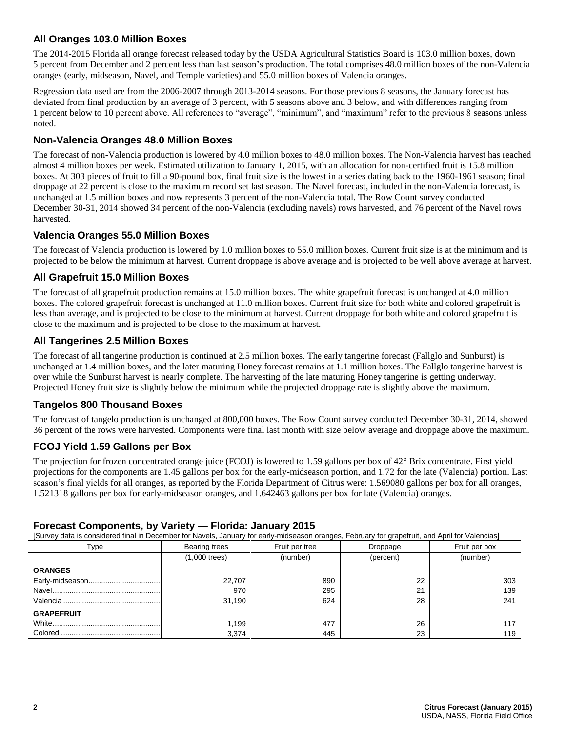## All Oranges 103.0 Million Boxes

The 2014-2015 Florida all orange forecast released today by the USDA Agricultural Statistics Board is 103.0 million boxes, down 5 percent from December and 2 percent less than last season's production. The total comprises 48.0 million boxes of the non-Valencia oranges (early, midseason, Navel, and Temple varieties) and 55.0 million boxes of Valencia oranges.

Regression data used are from the 2006-2007 through 2013-2014 seasons. For those previous 8 seasons, the January forecast has deviated from final production by an average of 3 percent, with 5 seasons above and 3 below, and with differences ranging from 1 percent below to 10 percent above. All references to "average", "minimum", and "maximum" refer to the previous 8 seasons unless noted.

## Non-Valencia Oranges 48.0 Million Boxes

The forecast of non-Valencia production is lowered by 4.0 million boxes to 48.0 million boxes. The Non-Valencia harvest has reached almost 4 million boxes per week. Estimated utilization to January 1, 2015, with an allocation for non-certified fruit is 15.8 million boxes. At 303 pieces of fruit to fill a 90-pound box, final fruit size is the lowest in a series dating back to the 1960-1961 season; final droppage at 22 percent is close to the maximum record set last season. The Navel forecast, included in the non-Valencia forecast, is unchanged at 1.5 million boxes and now represents 3 percent of the non-Valencia total. The Row Count survey conducted December 30-31, 2014 showed 34 percent of the non-Valencia (excluding navels) rows harvested, and 76 percent of the Navel rows harvested.

## Valencia Oranges 55.0 Million Boxes

The forecast of Valencia production is lowered by 1.0 million boxes to 55.0 million boxes. Current fruit size is at the minimum and is projected to be below the minimum at harvest. Current droppage is above average and is projected to be well above average at harvest.

## All Grapefruit 15.0 Million Boxes

The forecast of all grapefruit production remains at 15.0 million boxes. The white grapefruit forecast is unchanged at 4.0 million boxes. The colored grapefruit forecast is unchanged at 11.0 million boxes. Current fruit size for both white and colored grapefruit is less than average, and is projected to be close to the minimum at harvest. Current droppage for both white and colored grapefruit is close to the maximum and is projected to be close to the maximum at harvest.

## All Tangerines 2.5 Million Boxes

The forecast of all tangerine production is continued at 2.5 million boxes. The early tangerine forecast (Fallglo and Sunburst) is unchanged at 1.4 million boxes, and the later maturing Honey forecast remains at 1.1 million boxes. The Fallglo tangerine harvest is over while the Sunburst harvest is nearly complete. The harvesting of the late maturing Honey tangerine is getting underway. Projected Honey fruit size is slightly below the minimum while the projected droppage rate is slightly above the maximum.

## Tangelos 800 Thousand Boxes

The forecast of tangelo production is unchanged at 800,000 boxes. The Row Count survey conducted December 30-31, 2014, showed 36 percent of the rows were harvested. Components were final last month with size below average and droppage above the maximum.

## FCOJ Yield 1.59 Gallons per Box

The projection for frozen concentrated orange juice (FCOJ) is lowered to 1.59 gallons per box of 42° Brix concentrate. First yield projections for the components are 1.45 gallons per box for the early-midseason portion, and 1.72 for the late (Valencia) portion. Last season's final yields for all oranges, as reported by the Florida Department of Citrus were: 1.569080 gallons per box for all oranges, 1.521318 gallons per box for early-midseason oranges, and 1.642463 gallons per box for late (Valencia) oranges.

## Forecast Components, by Variety — Florida: January 2015

[Survey data is considered final in December for Navels, January for early-midseason oranges, February for grapefruit, and April for Valencias]

| Type | Bearing trees | Fruit per tree | Droppage | Fruit per box |
|---|---|---|---|---|
| | (1,000 trees) | (number) | (percent) | (number) |
| **ORANGES** | | | | |
| Early-midseason | 22,707 | 890 | 22 | 303 |
| Navel | 970 | 295 | 21 | 139 |
| Valencia | 31,190 | 624 | 28 | 241 |
| **GRAPEFRUIT** | | | | |
| White | 1,199 | 477 | 26 | 117 |
| Colored | 3,374 | 445 | 23 | 119 |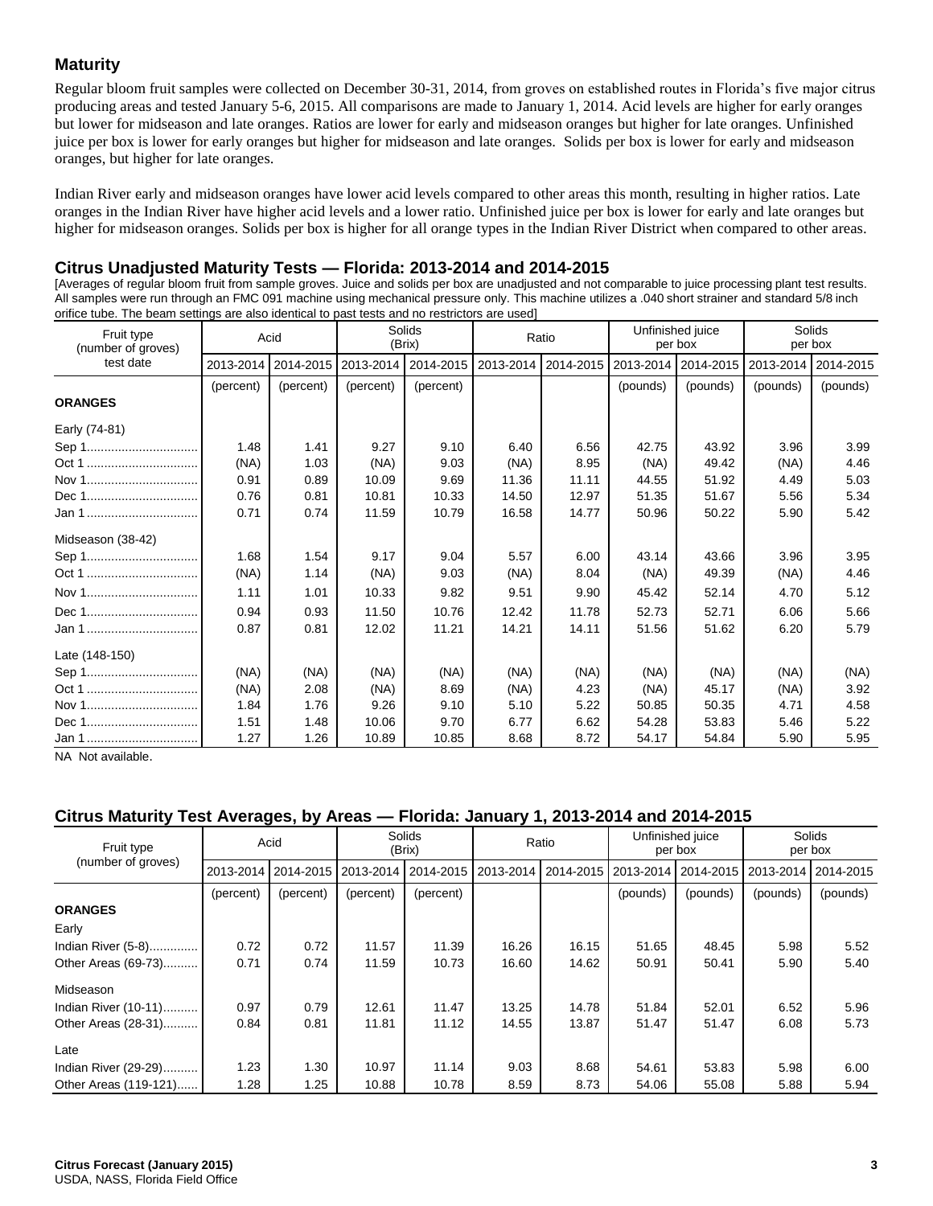## Maturity

Regular bloom fruit samples were collected on December 30-31, 2014, from groves on established routes in Florida's five major citrus producing areas and tested January 5-6, 2015. All comparisons are made to January 1, 2014. Acid levels are higher for early oranges but lower for midseason and late oranges. Ratios are lower for early and midseason oranges but higher for late oranges. Unfinished juice per box is lower for early oranges but higher for midseason and late oranges. Solids per box is lower for early and midseason oranges, but higher for late oranges.

Indian River early and midseason oranges have lower acid levels compared to other areas this month, resulting in higher ratios. Late oranges in the Indian River have higher acid levels and a lower ratio. Unfinished juice per box is lower for early and late oranges but higher for midseason oranges. Solids per box is higher for all orange types in the Indian River District when compared to other areas.

## Citrus Unadjusted Maturity Tests — Florida: 2013-2014 and 2014-2015

[Averages of regular bloom fruit from sample groves. Juice and solids per box are unadjusted and not comparable to juice processing plant test results. All samples were run through an FMC 091 machine using mechanical pressure only. This machine utilizes a .040 short strainer and standard 5/8 inch orifice tube. The beam settings are also identical to past tests and no restrictors are used]

| Fruit type (number of groves) test date | Acid | | Solids (Brix) | | Ratio | | Unfinished juice per box | | Solids per box | |
|---|---|---|---|---|---|---|---|---|---|---|
| | 2013-2014 | 2014-2015 | 2013-2014 | 2014-2015 | 2013-2014 | 2014-2015 | 2013-2014 | 2014-2015 | 2013-2014 | 2014-2015 |
| | (percent) | (percent) | (percent) | (percent) | | | (pounds) | (pounds) | (pounds) | (pounds) |
| **ORANGES** | | | | | | | | | | |
| Early (74-81) | | | | | | | | | | |
| Sep 1 | 1.48 | 1.41 | 9.27 | 9.10 | 6.40 | 6.56 | 42.75 | 43.92 | 3.96 | 3.99 |
| Oct 1 | (NA) | 1.03 | (NA) | 9.03 | (NA) | 8.95 | (NA) | 49.42 | (NA) | 4.46 |
| Nov 1 | 0.91 | 0.89 | 10.09 | 9.69 | 11.36 | 11.11 | 44.55 | 51.92 | 4.49 | 5.03 |
| Dec 1 | 0.76 | 0.81 | 10.81 | 10.33 | 14.50 | 12.97 | 51.35 | 51.67 | 5.56 | 5.34 |
| Jan 1 | 0.71 | 0.74 | 11.59 | 10.79 | 16.58 | 14.77 | 50.96 | 50.22 | 5.90 | 5.42 |
| Midseason (38-42) | | | | | | | | | | |
| Sep 1 | 1.68 | 1.54 | 9.17 | 9.04 | 5.57 | 6.00 | 43.14 | 43.66 | 3.96 | 3.95 |
| Oct 1 | (NA) | 1.14 | (NA) | 9.03 | (NA) | 8.04 | (NA) | 49.39 | (NA) | 4.46 |
| Nov 1 | 1.11 | 1.01 | 10.33 | 9.82 | 9.51 | 9.90 | 45.42 | 52.14 | 4.70 | 5.12 |
| Dec 1 | 0.94 | 0.93 | 11.50 | 10.76 | 12.42 | 11.78 | 52.73 | 52.71 | 6.06 | 5.66 |
| Jan 1 | 0.87 | 0.81 | 12.02 | 11.21 | 14.21 | 14.11 | 51.56 | 51.62 | 6.20 | 5.79 |
| Late (148-150) | | | | | | | | | | |
| Sep 1 | (NA) | (NA) | (NA) | (NA) | (NA) | (NA) | (NA) | (NA) | (NA) | (NA) |
| Oct 1 | (NA) | 2.08 | (NA) | 8.69 | (NA) | 4.23 | (NA) | 45.17 | (NA) | 3.92 |
| Nov 1 | 1.84 | 1.76 | 9.26 | 9.10 | 5.10 | 5.22 | 50.85 | 50.35 | 4.71 | 4.58 |
| Dec 1 | 1.51 | 1.48 | 10.06 | 9.70 | 6.77 | 6.62 | 54.28 | 53.83 | 5.46 | 5.22 |
| Jan 1 | 1.27 | 1.26 | 10.89 | 10.85 | 8.68 | 8.72 | 54.17 | 54.84 | 5.90 | 5.95 |

NA Not available.

## Citrus Maturity Test Averages, by Areas — Florida: January 1, 2013-2014 and 2014-2015

| Fruit type (number of groves) | Acid | | Solids (Brix) | | Ratio | | Unfinished juice per box | | Solids per box | |
|---|---|---|---|---|---|---|---|---|---|---|
| | 2013-2014 | 2014-2015 | 2013-2014 | 2014-2015 | 2013-2014 | 2014-2015 | 2013-2014 | 2014-2015 | 2013-2014 | 2014-2015 |
| | (percent) | (percent) | (percent) | (percent) | | | (pounds) | (pounds) | (pounds) | (pounds) |
| **ORANGES** | | | | | | | | | | |
| Early | | | | | | | | | | |
| Indian River (5-8) | 0.72 | 0.72 | 11.57 | 11.39 | 16.26 | 16.15 | 51.65 | 48.45 | 5.98 | 5.52 |
| Other Areas (69-73) | 0.71 | 0.74 | 11.59 | 10.73 | 16.60 | 14.62 | 50.91 | 50.41 | 5.90 | 5.40 |
| Midseason | | | | | | | | | | |
| Indian River (10-11) | 0.97 | 0.79 | 12.61 | 11.47 | 13.25 | 14.78 | 51.84 | 52.01 | 6.52 | 5.96 |
| Other Areas (28-31) | 0.84 | 0.81 | 11.81 | 11.12 | 14.55 | 13.87 | 51.47 | 51.47 | 6.08 | 5.73 |
| Late | | | | | | | | | | |
| Indian River (29-29) | 1.23 | 1.30 | 10.97 | 11.14 | 9.03 | 8.68 | 54.61 | 53.83 | 5.98 | 6.00 |
| Other Areas (119-121) | 1.28 | 1.25 | 10.88 | 10.78 | 8.59 | 8.73 | 54.06 | 55.08 | 5.88 | 5.94 |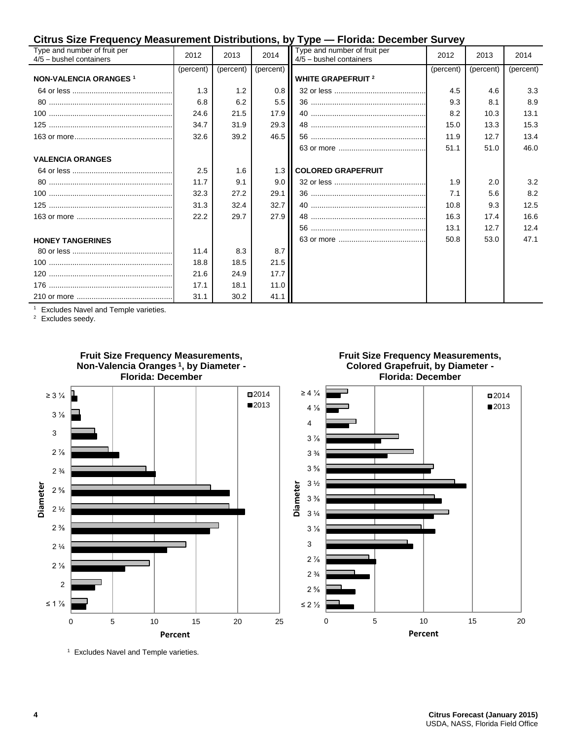## Citrus Size Frequency Measurement Distributions, by Type — Florida: December Survey

| Type and number of fruit per 4/5 – bushel containers | 2012 | 2013 | 2014 | Type and number of fruit per 4/5 – bushel containers | 2012 | 2013 | 2014 |
|---|---|---|---|---|---|---|---|
| | (percent) | (percent) | (percent) | | (percent) | (percent) | (percent) |
| **NON-VALENCIA ORANGES [1]** | | | | **WHITE GRAPEFRUIT [2]** | | | |
| 64 or less | 1.3 | 1.2 | 0.8 | 32 or less | 4.5 | 4.6 | 3.3 |
| 80 | 6.8 | 6.2 | 5.5 | 36 | 9.3 | 8.1 | 8.9 |
| 100 | 24.6 | 21.5 | 17.9 | 40 | 8.2 | 10.3 | 13.1 |
| 125 | 34.7 | 31.9 | 29.3 | 48 | 15.0 | 13.3 | 15.3 |
| 163 or more | 32.6 | 39.2 | 46.5 | 56 | 11.9 | 12.7 | 13.4 |
| | | | | 63 or more | 51.1 | 51.0 | 46.0 |
| **VALENCIA ORANGES** | | | | | | | |
| 64 or less | 2.5 | 1.6 | 1.3 | **COLORED GRAPEFRUIT** | | | |
| 80 | 11.7 | 9.1 | 9.0 | 32 or less | 1.9 | 2.0 | 3.2 |
| 100 | 32.3 | 27.2 | 29.1 | 36 | 7.1 | 5.6 | 8.2 |
| 125 | 31.3 | 32.4 | 32.7 | 40 | 10.8 | 9.3 | 12.5 |
| 163 or more | 22.2 | 29.7 | 27.9 | 48 | 16.3 | 17.4 | 16.6 |
| | | | | 56 | 13.1 | 12.7 | 12.4 |
| **HONEY TANGERINES** | | | | 63 or more | 50.8 | 53.0 | 47.1 |
| 80 or less | 11.4 | 8.3 | 8.7 | | | | |
| 100 | 18.8 | 18.5 | 21.5 | | | | |
| 120 | 21.6 | 24.9 | 17.7 | | | | |
| 176 | 17.1 | 18.1 | 11.0 | | | | |
| 210 or more | 31.1 | 30.2 | 41.1 | | | | |

[1] Excludes Navel and Temple varieties.
[2] Excludes seedy.

**Fruit Size Frequency Measurements, Non-Valencia Oranges [1], by Diameter - Florida: December**

Diameter
≥ 3 ¼
3 ⅛
3
2 ⅞
2 ¾
2 ⅝
2 ½
2 ⅜
2 ¼
2 ⅛
2
≤ 1 ⅞

Percent
0 5 10 15 20 25

2014
2013

**Fruit Size Frequency Measurements, Colored Grapefruit, by Diameter - Florida: December**

Diameter
≥ 4 ¼
4 ⅛
4
3 ⅞
3 ¾
3 ⅝
3 ½
3 ⅜
3 ¼
3 ⅛
3
2 ⅞
2 ¾
2 ⅝
≤ 2 ½

Percent
0 5 10 15 20

2014
2013

[1] Excludes Navel and Temple varieties.